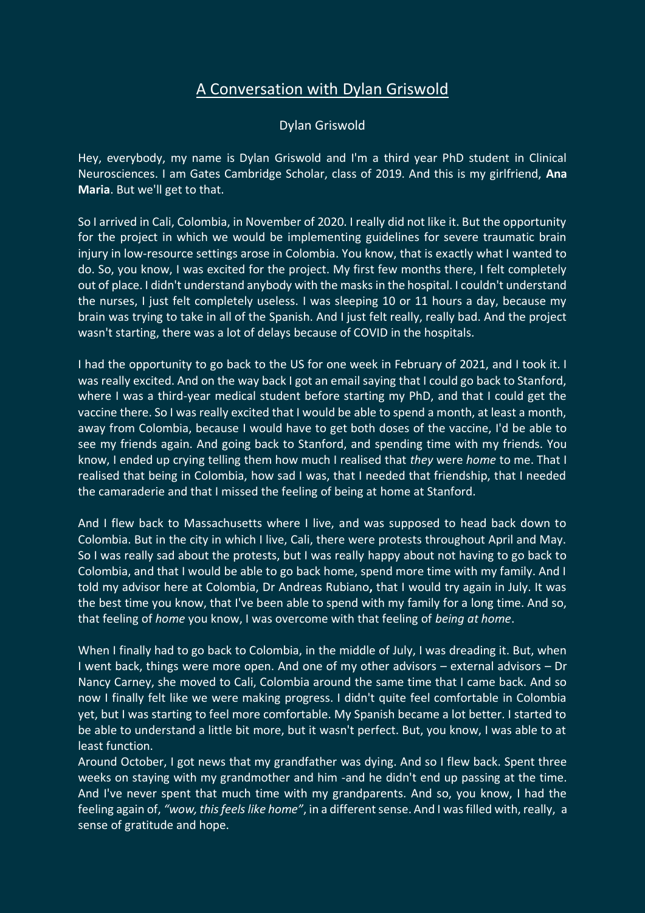# A Conversation with Dylan Griswold

Dylan Griswold

Hey, everybody, my name is Dylan Griswold and I'm a third year PhD student in Clinical Neurosciences. I am Gates Cambridge Scholar, class of 2019. And this is my girlfriend, **Ana Maria**. But we'll get to that.

So I arrived in Cali, Colombia, in November of 2020. I really did not like it. But the opportunity for the project in which we would be implementing guidelines for severe traumatic brain injury in low-resource settings arose in Colombia. You know, that is exactly what I wanted to do. So, you know, I was excited for the project. My first few months there, I felt completely out of place. I didn't understand anybody with the masks in the hospital. I couldn't understand the nurses, I just felt completely useless. I was sleeping 10 or 11 hours a day, because my brain was trying to take in all of the Spanish. And I just felt really, really bad. And the project wasn't starting, there was a lot of delays because of COVID in the hospitals.

I had the opportunity to go back to the US for one week in February of 2021, and I took it. I was really excited. And on the way back I got an email saying that I could go back to Stanford, where I was a third-year medical student before starting my PhD, and that I could get the vaccine there. So I was really excited that I would be able to spend a month, at least a month, away from Colombia, because I would have to get both doses of the vaccine, I'd be able to see my friends again. And going back to Stanford, and spending time with my friends. You know, I ended up crying telling them how much I realised that *they* were *home* to me. That I realised that being in Colombia, how sad I was, that I needed that friendship, that I needed the camaraderie and that I missed the feeling of being at home at Stanford.

And I flew back to Massachusetts where I live, and was supposed to head back down to Colombia. But in the city in which I live, Cali, there were protests throughout April and May. So I was really sad about the protests, but I was really happy about not having to go back to Colombia, and that I would be able to go back home, spend more time with my family. And I told my advisor here at Colombia, Dr Andreas Rubiano**,** that I would try again in July. It was the best time you know, that I've been able to spend with my family for a long time. And so, that feeling of *home* you know, I was overcome with that feeling of *being at home*.

When I finally had to go back to Colombia, in the middle of July, I was dreading it. But, when I went back, things were more open. And one of my other advisors – external advisors – Dr Nancy Carney, she moved to Cali, Colombia around the same time that I came back. And so now I finally felt like we were making progress. I didn't quite feel comfortable in Colombia yet, but I was starting to feel more comfortable. My Spanish became a lot better. I started to be able to understand a little bit more, but it wasn't perfect. But, you know, I was able to at least function.

Around October, I got news that my grandfather was dying. And so I flew back. Spent three weeks on staying with my grandmother and him -and he didn't end up passing at the time. And I've never spent that much time with my grandparents. And so, you know, I had the feeling again of, *"wow, this feels like home"*, in a different sense. And I was filled with, really, a sense of gratitude and hope.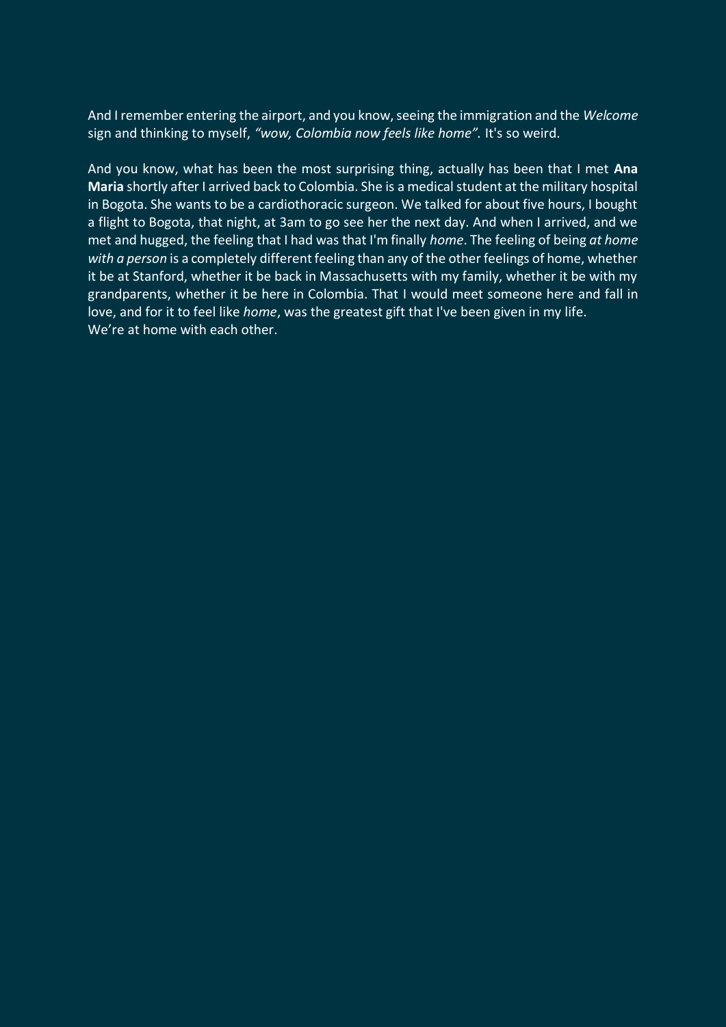And I remember entering the airport, and you know, seeing the immigration and the *Welcome* sign and thinking to myself, *"wow, Colombia now feels like home".* It's so weird.

And you know, what has been the most surprising thing, actually has been that I met **Ana Maria** shortly after I arrived back to Colombia. She is a medical student at the military hospital in Bogota. She wants to be a cardiothoracic surgeon. We talked for about five hours, I bought a flight to Bogota, that night, at 3am to go see her the next day. And when I arrived, and we met and hugged, the feeling that I had was that I'm finally *home*. The feeling of being *at home with a person* is a completely different feeling than any of the other feelings of home, whether it be at Stanford, whether it be back in Massachusetts with my family, whether it be with my grandparents, whether it be here in Colombia. That I would meet someone here and fall in love, and for it to feel like *home*, was the greatest gift that I've been given in my life.
We're at home with each other.